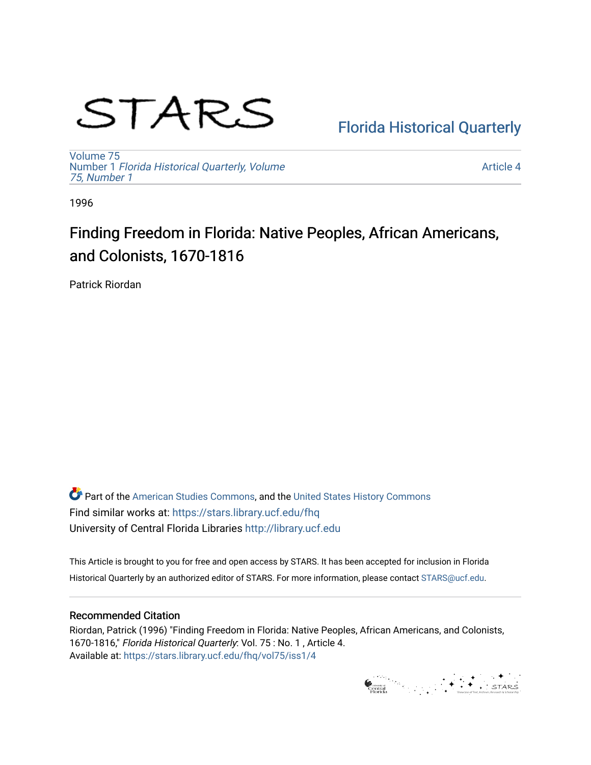STARS

Florida Historical Quarterly

Volume 75
Number 1 *Florida Historical Quarterly, Volume 75, Number 1*

Article 4

1996

# Finding Freedom in Florida: Native Peoples, African Americans, and Colonists, 1670-1816

Patrick Riordan

Part of the American Studies Commons, and the United States History Commons
Find similar works at: https://stars.library.ucf.edu/fhq
University of Central Florida Libraries http://library.ucf.edu

This Article is brought to you for free and open access by STARS. It has been accepted for inclusion in Florida Historical Quarterly by an authorized editor of STARS. For more information, please contact STARS@ucf.edu.

## Recommended Citation

Riordan, Patrick (1996) "Finding Freedom in Florida: Native Peoples, African Americans, and Colonists, 1670-1816," *Florida Historical Quarterly*: Vol. 75 : No. 1 , Article 4.
Available at: https://stars.library.ucf.edu/fhq/vol75/iss1/4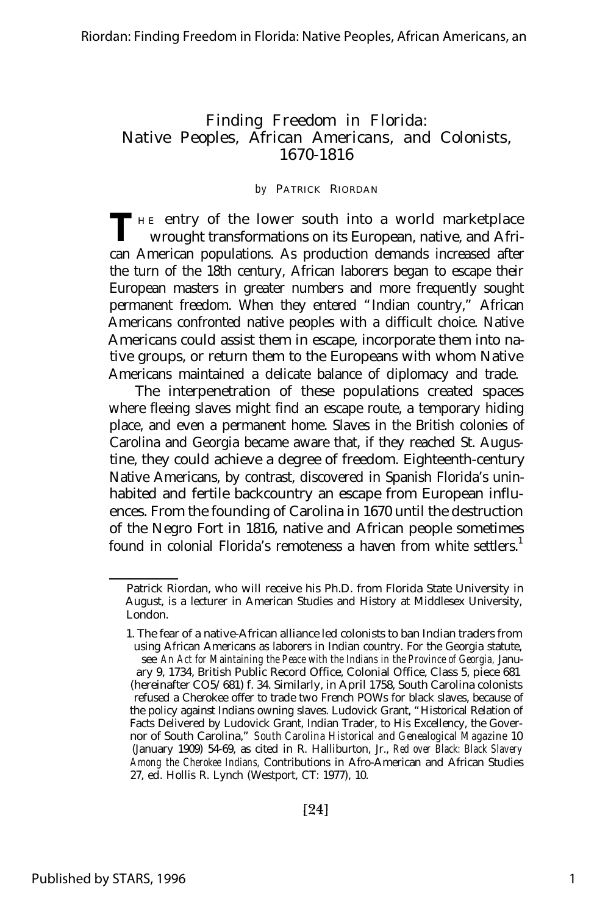# Finding Freedom in Florida: Native Peoples, African Americans, and Colonists, 1670-1816

*by* PATRICK RIORDAN

THE entry of the lower south into a world marketplace wrought transformations on its European, native, and African American populations. As production demands increased after the turn of the 18th century, African laborers began to escape their European masters in greater numbers and more frequently sought permanent freedom. When they entered "Indian country," African Americans confronted native peoples with a difficult choice. Native Americans could assist them in escape, incorporate them into native groups, or return them to the Europeans with whom Native Americans maintained a delicate balance of diplomacy and trade.

The interpenetration of these populations created spaces where fleeing slaves might find an escape route, a temporary hiding place, and even a permanent home. Slaves in the British colonies of Carolina and Georgia became aware that, if they reached St. Augustine, they could achieve a degree of freedom. Eighteenth-century Native Americans, by contrast, discovered in Spanish Florida's uninhabited and fertile backcountry an escape from European influences. From the founding of Carolina in 1670 until the destruction of the Negro Fort in 1816, native and African people sometimes found in colonial Florida's remoteness a haven from white settlers.[1]

---

Patrick Riordan, who will receive his Ph.D. from Florida State University in August, is a lecturer in American Studies and History at Middlesex University, London.

1. The fear of a native-African alliance led colonists to ban Indian traders from using African Americans as laborers in Indian country. For the Georgia statute, see *An Act for Maintaining the Peace with the Indians in the Province of Georgia,* January 9, 1734, British Public Record Office, Colonial Office, Class 5, piece 681 (hereinafter CO5/681) f. 34. Similarly, in April 1758, South Carolina colonists refused a Cherokee offer to trade two French POWs for black slaves, because of the policy against Indians owning slaves. Ludovick Grant, "Historical Relation of Facts Delivered by Ludovick Grant, Indian Trader, to His Excellency, the Governor of South Carolina," *South Carolina Historical and Genealogical Magazine* 10 (January 1909) 54-69, as cited in R. Halliburton, Jr., *Red over Black: Black Slavery Among the Cherokee Indians,* Contributions in Afro-American and African Studies 27, ed. Hollis R. Lynch (Westport, CT: 1977), 10.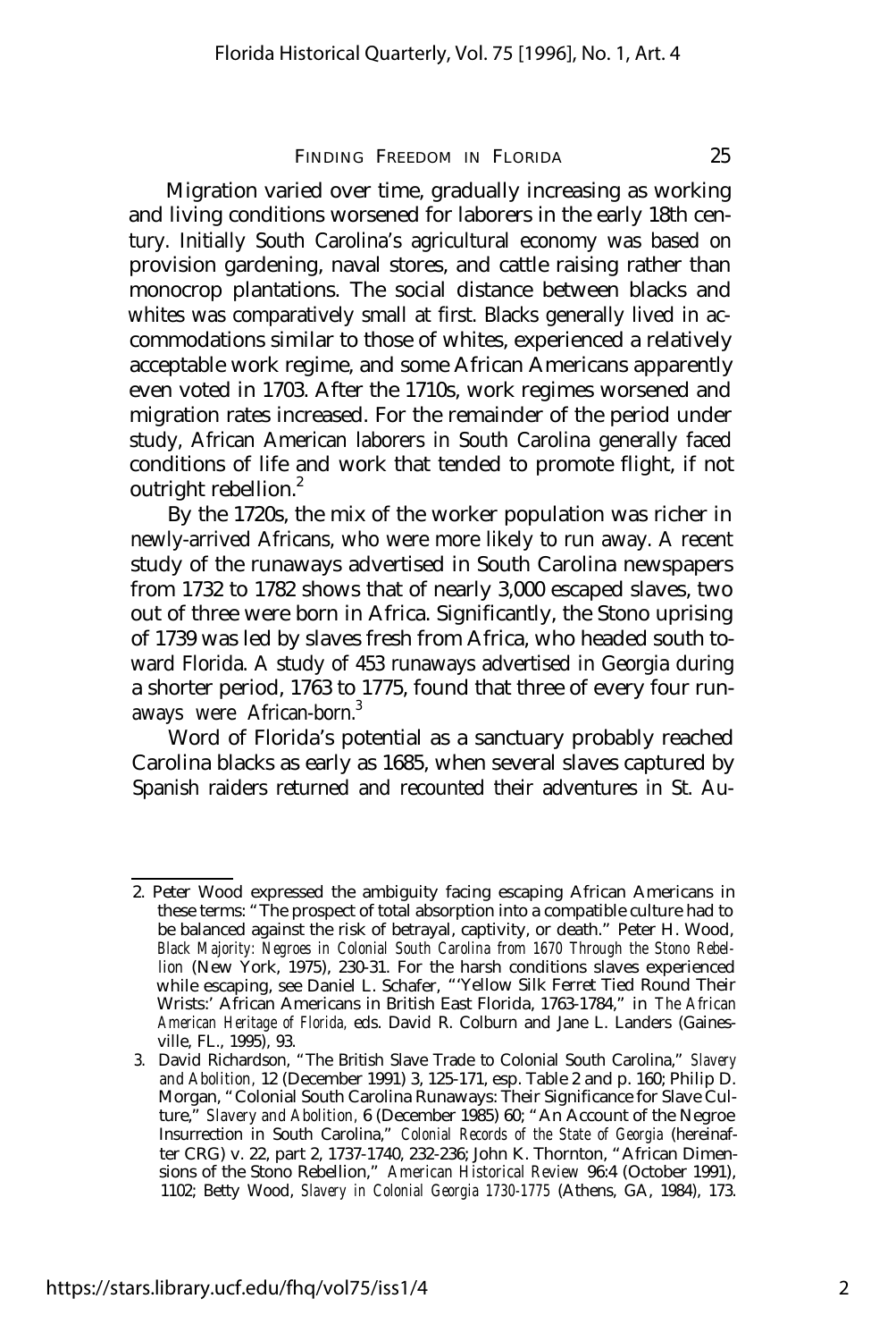Migration varied over time, gradually increasing as working and living conditions worsened for laborers in the early 18th century. Initially South Carolina's agricultural economy was based on provision gardening, naval stores, and cattle raising rather than monocrop plantations. The social distance between blacks and whites was comparatively small at first. Blacks generally lived in accommodations similar to those of whites, experienced a relatively acceptable work regime, and some African Americans apparently even voted in 1703. After the 1710s, work regimes worsened and migration rates increased. For the remainder of the period under study, African American laborers in South Carolina generally faced conditions of life and work that tended to promote flight, if not outright rebellion.[2]

By the 1720s, the mix of the worker population was richer in newly-arrived Africans, who were more likely to run away. A recent study of the runaways advertised in South Carolina newspapers from 1732 to 1782 shows that of nearly 3,000 escaped slaves, two out of three were born in Africa. Significantly, the Stono uprising of 1739 was led by slaves fresh from Africa, who headed south toward Florida. A study of 453 runaways advertised in Georgia during a shorter period, 1763 to 1775, found that three of every four runaways were African-born.[3]

Word of Florida's potential as a sanctuary probably reached Carolina blacks as early as 1685, when several slaves captured by Spanish raiders returned and recounted their adventures in St. Au-

---

2. Peter Wood expressed the ambiguity facing escaping African Americans in these terms: "The prospect of total absorption into a compatible culture had to be balanced against the risk of betrayal, captivity, or death." Peter H. Wood, *Black Majority: Negroes in Colonial South Carolina from 1670 Through the Stono Rebellion* (New York, 1975), 230-31. For the harsh conditions slaves experienced while escaping, see Daniel L. Schafer, "'Yellow Silk Ferret Tied Round Their Wrists:' African Americans in British East Florida, 1763-1784," in *The African American Heritage of Florida,* eds. David R. Colburn and Jane L. Landers (Gainesville, FL., 1995), 93.

3. David Richardson, "The British Slave Trade to Colonial South Carolina," *Slavery and Abolition,* 12 (December 1991) 3, 125-171, esp. Table 2 and p. 160; Philip D. Morgan, "Colonial South Carolina Runaways: Their Significance for Slave Culture," *Slavery and Abolition,* 6 (December 1985) 60; "An Account of the Negroe Insurrection in South Carolina," *Colonial Records of the State of Georgia* (hereinafter CRG) v. 22, part 2, 1737-1740, 232-236; John K. Thornton, "African Dimensions of the Stono Rebellion," *American Historical Review* 96:4 (October 1991), 1102; Betty Wood, *Slavery in Colonial Georgia 1730-1775* (Athens, GA, 1984), 173.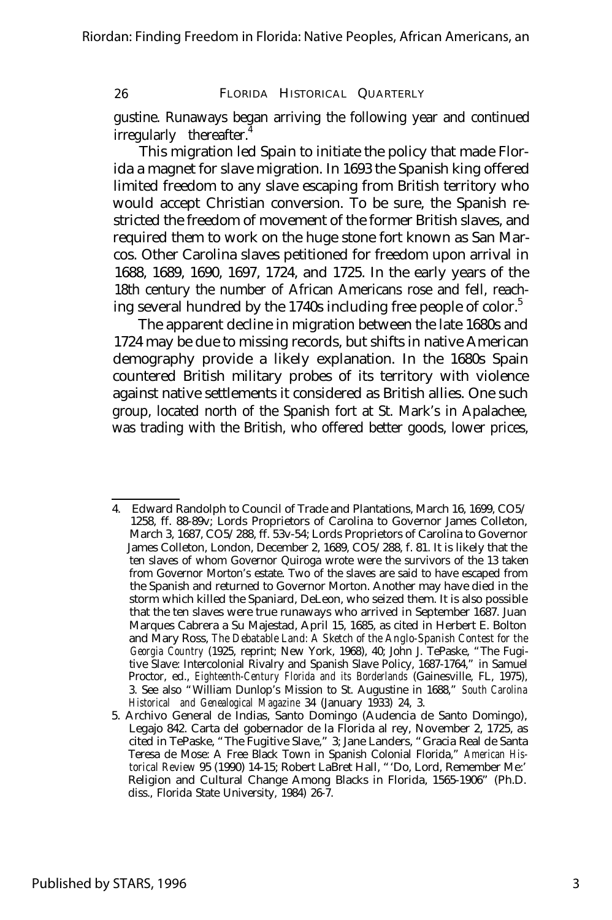gustine. Runaways began arriving the following year and continued irregularly thereafter.[4]

This migration led Spain to initiate the policy that made Florida a magnet for slave migration. In 1693 the Spanish king offered limited freedom to any slave escaping from British territory who would accept Christian conversion. To be sure, the Spanish restricted the freedom of movement of the former British slaves, and required them to work on the huge stone fort known as San Marcos. Other Carolina slaves petitioned for freedom upon arrival in 1688, 1689, 1690, 1697, 1724, and 1725. In the early years of the 18th century the number of African Americans rose and fell, reaching several hundred by the 1740s including free people of color.[5]

The apparent decline in migration between the late 1680s and 1724 may be due to missing records, but shifts in native American demography provide a likely explanation. In the 1680s Spain countered British military probes of its territory with violence against native settlements it considered as British allies. One such group, located north of the Spanish fort at St. Mark's in Apalachee, was trading with the British, who offered better goods, lower prices,

---

4. Edward Randolph to Council of Trade and Plantations, March 16, 1699, CO5/ 1258, ff. 88-89v; Lords Proprietors of Carolina to Governor James Colleton, March 3, 1687, CO5/288, ff. 53v-54; Lords Proprietors of Carolina to Governor James Colleton, London, December 2, 1689, CO5/288, f. 81. It is likely that the ten slaves of whom Governor Quiroga wrote were the survivors of the 13 taken from Governor Morton's estate. Two of the slaves are said to have escaped from the Spanish and returned to Governor Morton. Another may have died in the storm which killed the Spaniard, DeLeon, who seized them. It is also possible that the ten slaves were true runaways who arrived in September 1687. Juan Marques Cabrera a Su Majestad, April 15, 1685, as cited in Herbert E. Bolton and Mary Ross, *The Debatable Land: A Sketch of the Anglo-Spanish Contest for the Georgia Country* (1925, reprint; New York, 1968), 40; John J. TePaske, "The Fugitive Slave: Intercolonial Rivalry and Spanish Slave Policy, 1687-1764," in Samuel Proctor, ed., *Eighteenth-Century Florida and its Borderlands* (Gainesville, FL, 1975), 3. See also "William Dunlop's Mission to St. Augustine in 1688," *South Carolina Historical and Genealogical Magazine* 34 (January 1933) 24, 3.

5. Archivo General de Indias, Santo Domingo (Audencia de Santo Domingo), Legajo 842. Carta del gobernador de la Florida al rey, November 2, 1725, as cited in TePaske, "The Fugitive Slave," 3; Jane Landers, "Gracia Real de Santa Teresa de Mose: A Free Black Town in Spanish Colonial Florida," *American Historical Review* 95 (1990) 14-15; Robert LaBret Hall, "'Do, Lord, Remember Me:' Religion and Cultural Change Among Blacks in Florida, 1565-1906" (Ph.D. diss., Florida State University, 1984) 26-7.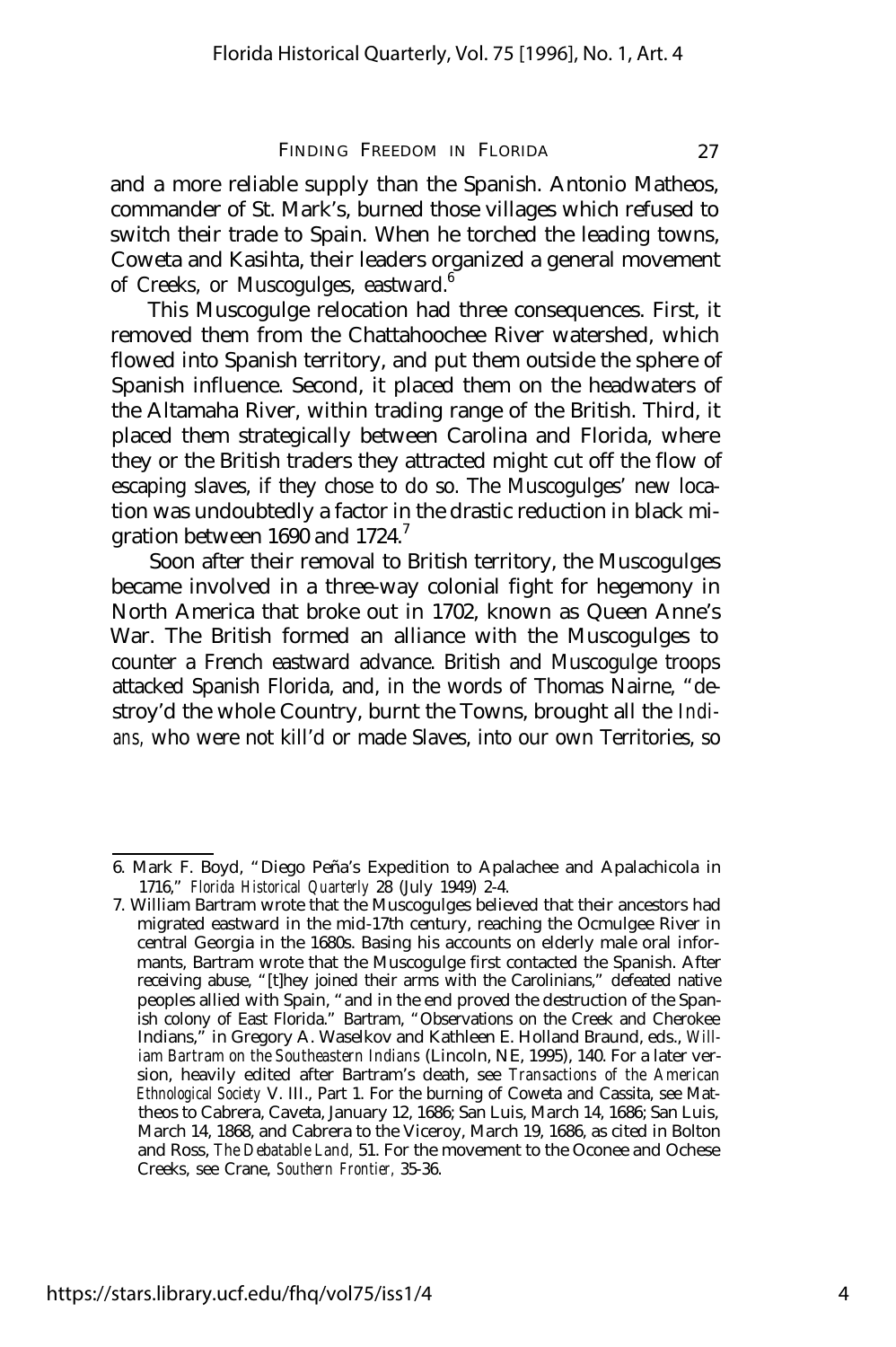and a more reliable supply than the Spanish. Antonio Matheos, commander of St. Mark's, burned those villages which refused to switch their trade to Spain. When he torched the leading towns, Coweta and Kasihta, their leaders organized a general movement of Creeks, or Muscogulges, eastward.[6]

This Muscogulge relocation had three consequences. First, it removed them from the Chattahoochee River watershed, which flowed into Spanish territory, and put them outside the sphere of Spanish influence. Second, it placed them on the headwaters of the Altamaha River, within trading range of the British. Third, it placed them strategically between Carolina and Florida, where they or the British traders they attracted might cut off the flow of escaping slaves, if they chose to do so. The Muscogulges' new location was undoubtedly a factor in the drastic reduction in black migration between 1690 and 1724.[7]

Soon after their removal to British territory, the Muscogulges became involved in a three-way colonial fight for hegemony in North America that broke out in 1702, known as Queen Anne's War. The British formed an alliance with the Muscogulges to counter a French eastward advance. British and Muscogulge troops attacked Spanish Florida, and, in the words of Thomas Nairne, "destroy'd the whole Country, burnt the Towns, brought all the *Indians,* who were not kill'd or made Slaves, into our own Territories, so

---

6. Mark F. Boyd, "Diego Peña's Expedition to Apalachee and Apalachicola in 1716," *Florida Historical Quarterly* 28 (July 1949) 2-4.

7. William Bartram wrote that the Muscogulges believed that their ancestors had migrated eastward in the mid-17th century, reaching the Ocmulgee River in central Georgia in the 1680s. Basing his accounts on elderly male oral informants, Bartram wrote that the Muscogulge first contacted the Spanish. After receiving abuse, "[t]hey joined their arms with the Carolinians," defeated native peoples allied with Spain, "and in the end proved the destruction of the Spanish colony of East Florida." Bartram, "Observations on the Creek and Cherokee Indians," in Gregory A. Waselkov and Kathleen E. Holland Braund, eds., *William Bartram on the Southeastern Indians* (Lincoln, NE, 1995), 140. For a later version, heavily edited after Bartram's death, see *Transactions of the American Ethnological Society* V. III., Part 1. For the burning of Coweta and Cassita, see Mattheos to Cabrera, Caveta, January 12, 1686; San Luis, March 14, 1686; San Luis, March 14, 1868, and Cabrera to the Viceroy, March 19, 1686, as cited in Bolton and Ross, *The Debatable Land,* 51. For the movement to the Oconee and Ochese Creeks, see Crane, *Southern Frontier,* 35-36.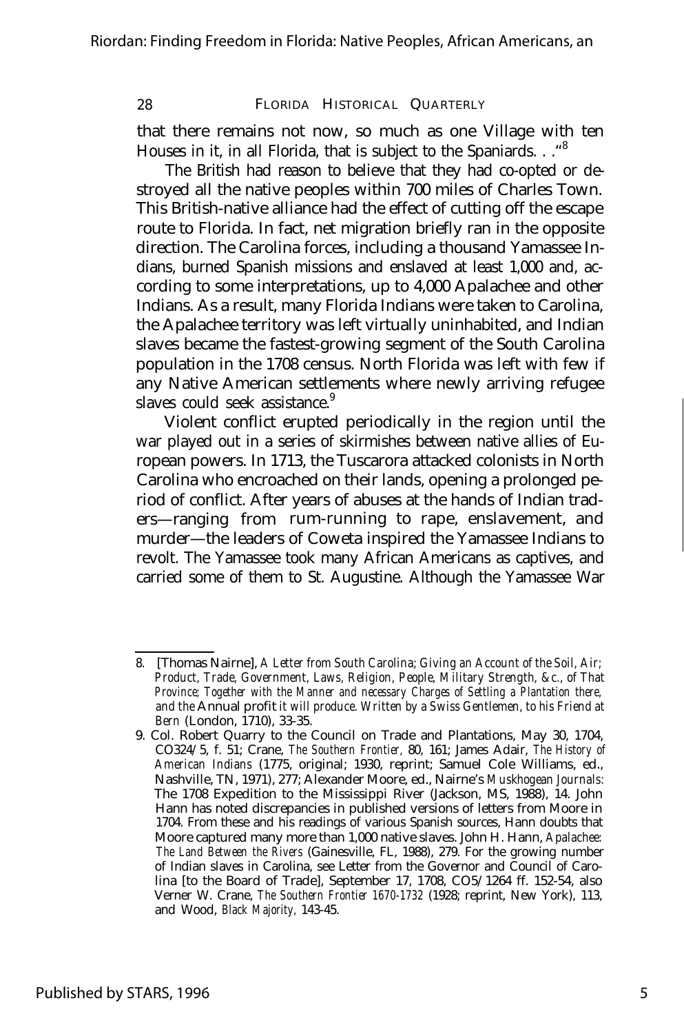that there remains not now, so much as one Village with ten Houses in it, in all Florida, that is subject to the Spaniards. . ."[8]

The British had reason to believe that they had co-opted or destroyed all the native peoples within 700 miles of Charles Town. This British-native alliance had the effect of cutting off the escape route to Florida. In fact, net migration briefly ran in the opposite direction. The Carolina forces, including a thousand Yamassee Indians, burned Spanish missions and enslaved at least 1,000 and, according to some interpretations, up to 4,000 Apalachee and other Indians. As a result, many Florida Indians were taken to Carolina, the Apalachee territory was left virtually uninhabited, and Indian slaves became the fastest-growing segment of the South Carolina population in the 1708 census. North Florida was left with few if any Native American settlements where newly arriving refugee slaves could seek assistance.[9]

Violent conflict erupted periodically in the region until the war played out in a series of skirmishes between native allies of European powers. In 1713, the Tuscarora attacked colonists in North Carolina who encroached on their lands, opening a prolonged period of conflict. After years of abuses at the hands of Indian traders—ranging from rum-running to rape, enslavement, and murder—the leaders of Coweta inspired the Yamassee Indians to revolt. The Yamassee took many African Americans as captives, and carried some of them to St. Augustine. Although the Yamassee War

---

8. [Thomas Nairne], *A Letter from South Carolina; Giving an Account of the Soil, Air; Product, Trade, Government, Laws, Religion, People, Military Strength, &c., of That Province; Together with the Manner and necessary Charges of Settling a Plantation there, and the* Annual profit *it will produce. Written by a Swiss Gentlemen, to his Friend at Bern* (London, 1710), 33-35.

9. Col. Robert Quarry to the Council on Trade and Plantations, May 30, 1704, CO324/5, f. 51; Crane, *The Southern Frontier,* 80, 161; James Adair, *The History of American Indians* (1775, original; 1930, reprint; Samuel Cole Williams, ed., Nashville, TN, 1971), 277; Alexander Moore, ed., Nairne's *Muskhogean Journals:* The 1708 Expedition to the Mississippi River (Jackson, MS, 1988), 14. John Hann has noted discrepancies in published versions of letters from Moore in 1704. From these and his readings of various Spanish sources, Hann doubts that Moore captured many more than 1,000 native slaves. John H. Hann, *Apalachee: The Land Between the Rivers* (Gainesville, FL, 1988), 279. For the growing number of Indian slaves in Carolina, see Letter from the Governor and Council of Carolina [to the Board of Trade], September 17, 1708, CO5/1264 ff. 152-54, also Verner W. Crane, *The Southern Frontier 1670-1732* (1928; reprint, New York), 113, and Wood, *Black Majority,* 143-45.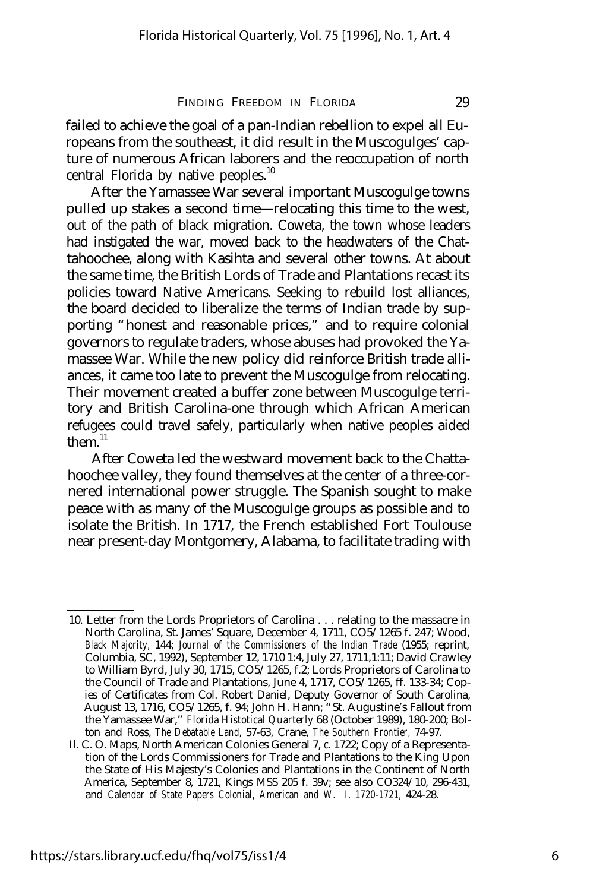failed to achieve the goal of a pan-Indian rebellion to expel all Europeans from the southeast, it did result in the Muscogulges' capture of numerous African laborers and the reoccupation of north central Florida by native peoples.[10]

After the Yamassee War several important Muscogulge towns pulled up stakes a second time—relocating this time to the west, out of the path of black migration. Coweta, the town whose leaders had instigated the war, moved back to the headwaters of the Chattahoochee, along with Kasihta and several other towns. At about the same time, the British Lords of Trade and Plantations recast its policies toward Native Americans. Seeking to rebuild lost alliances, the board decided to liberalize the terms of Indian trade by supporting "honest and reasonable prices," and to require colonial governors to regulate traders, whose abuses had provoked the Yamassee War. While the new policy did reinforce British trade alliances, it came too late to prevent the Muscogulge from relocating. Their movement created a buffer zone between Muscogulge territory and British Carolina-one through which African American refugees could travel safely, particularly when native peoples aided them.[11]

After Coweta led the westward movement back to the Chattahoochee valley, they found themselves at the center of a three-cornered international power struggle. The Spanish sought to make peace with as many of the Muscogulge groups as possible and to isolate the British. In 1717, the French established Fort Toulouse near present-day Montgomery, Alabama, to facilitate trading with

---

10. Letter from the Lords Proprietors of Carolina . . . relating to the massacre in North Carolina, St. James' Square, December 4, 1711, CO5/1265 f. 247; Wood, *Black Majority,* 144; *Journal of the Commissioners of the Indian Trade* (1955; reprint, Columbia, SC, 1992), September 12, 1710 1:4, July 27, 1711,1:11; David Crawley to William Byrd, July 30, 1715, CO5/1265, f.2; Lords Proprietors of Carolina to the Council of Trade and Plantations, June 4, 1717, CO5/1265, ff. 133-34; Copies of Certificates from Col. Robert Daniel, Deputy Governor of South Carolina, August 13, 1716, CO5/1265, f. 94; John H. Hann; "St. Augustine's Fallout from the Yamassee War," *Florida Histotical Quarterly* 68 (October 1989), 180-200; Bolton and Ross, *The Debatable Land,* 57-63, Crane, *The Southern Frontier,* 74-97.

11. C. O. Maps, North American Colonies General 7, *c.* 1722; Copy of a Representation of the Lords Commissioners for Trade and Plantations to the King Upon the State of His Majesty's Colonies and Plantations in the Continent of North America, September 8, 1721, Kings MSS 205 f. 39v; see also CO324/10, 296-431, and *Calendar of State Papers Colonial, American and W. I. 1720-1721,* 424-28.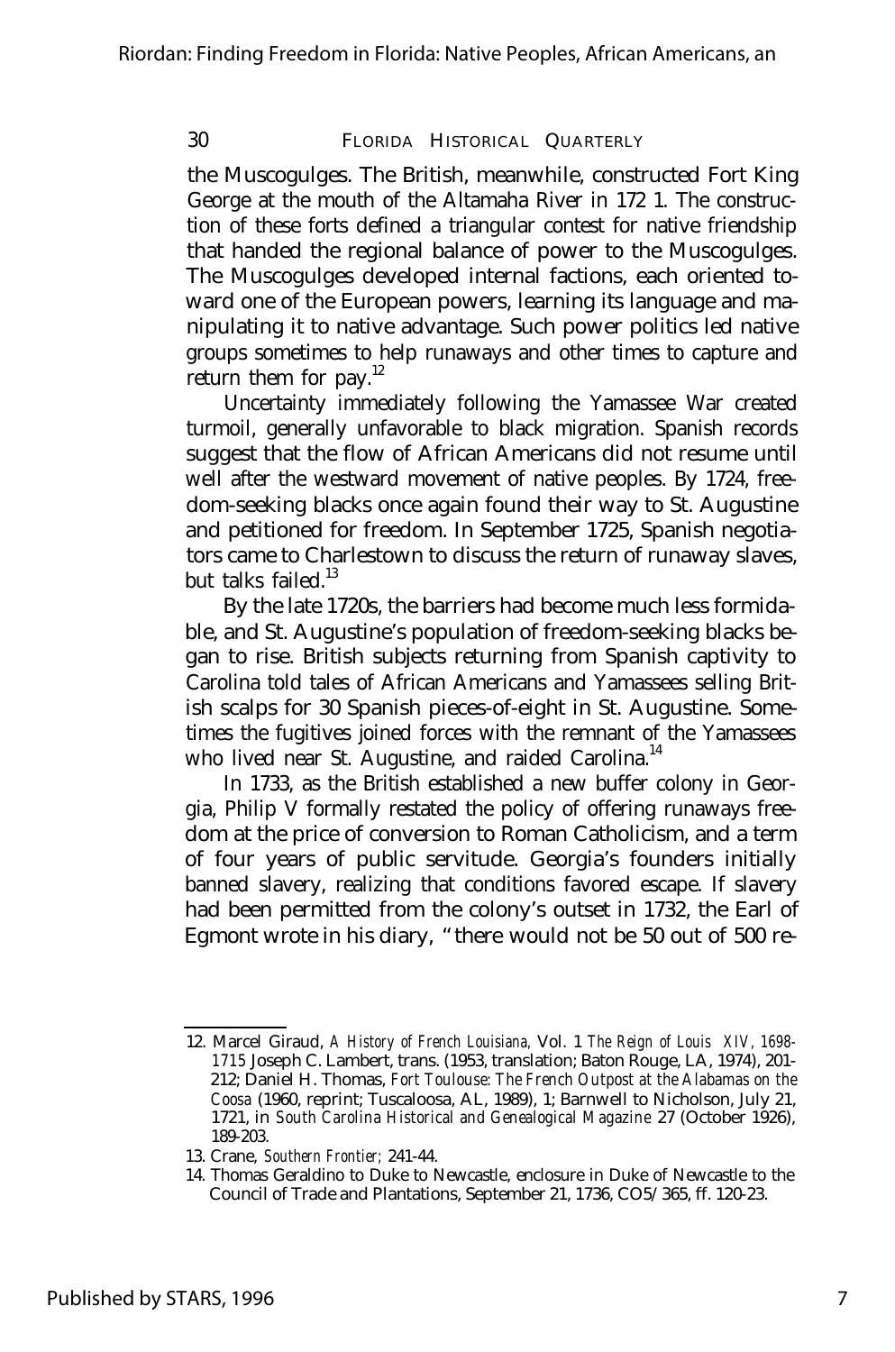the Muscogulges. The British, meanwhile, constructed Fort King George at the mouth of the Altamaha River in 1721. The construction of these forts defined a triangular contest for native friendship that handed the regional balance of power to the Muscogulges. The Muscogulges developed internal factions, each oriented toward one of the European powers, learning its language and manipulating it to native advantage. Such power politics led native groups sometimes to help runaways and other times to capture and return them for pay.[12]

Uncertainty immediately following the Yamassee War created turmoil, generally unfavorable to black migration. Spanish records suggest that the flow of African Americans did not resume until well after the westward movement of native peoples. By 1724, freedom-seeking blacks once again found their way to St. Augustine and petitioned for freedom. In September 1725, Spanish negotiators came to Charlestown to discuss the return of runaway slaves, but talks failed.[13]

By the late 1720s, the barriers had become much less formidable, and St. Augustine's population of freedom-seeking blacks began to rise. British subjects returning from Spanish captivity to Carolina told tales of African Americans and Yamassees selling British scalps for 30 Spanish pieces-of-eight in St. Augustine. Sometimes the fugitives joined forces with the remnant of the Yamassees who lived near St. Augustine, and raided Carolina.[14]

In 1733, as the British established a new buffer colony in Georgia, Philip V formally restated the policy of offering runaways freedom at the price of conversion to Roman Catholicism, and a term of four years of public servitude. Georgia's founders initially banned slavery, realizing that conditions favored escape. If slavery had been permitted from the colony's outset in 1732, the Earl of Egmont wrote in his diary, "there would not be 50 out of 500 re-

---

12. Marcel Giraud, *A History of French Louisiana*, Vol. 1 *The Reign of Louis XIV, 1698-1715* Joseph C. Lambert, trans. (1953, translation; Baton Rouge, LA, 1974), 201-212; Daniel H. Thomas, *Fort Toulouse: The French Outpost at the Alabamas on the Coosa* (1960, reprint; Tuscaloosa, AL, 1989), 1; Barnwell to Nicholson, July 21, 1721, in *South Carolina Historical and Genealogical Magazine* 27 (October 1926), 189-203.

13. Crane, *Southern Frontier;* 241-44.

14. Thomas Geraldino to Duke to Newcastle, enclosure in Duke of Newcastle to the Council of Trade and Plantations, September 21, 1736, CO5/365, ff. 120-23.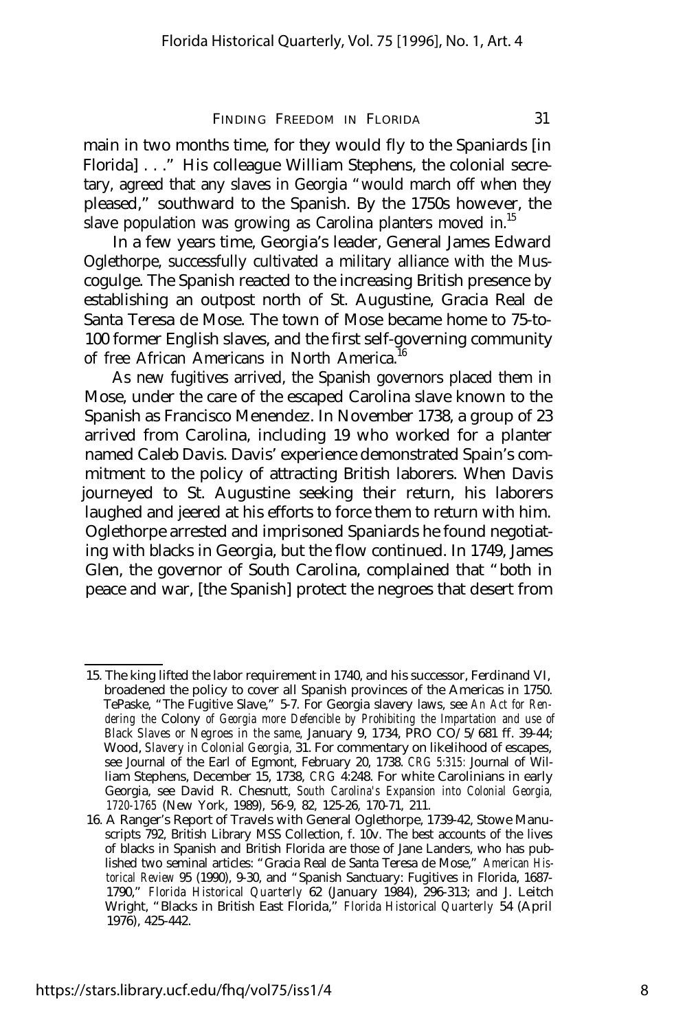main in two months time, for they would fly to the Spaniards [in Florida] . . ." His colleague William Stephens, the colonial secretary, agreed that any slaves in Georgia "would march off when they pleased," southward to the Spanish. By the 1750s however, the slave population was growing as Carolina planters moved in.[15]

In a few years time, Georgia's leader, General James Edward Oglethorpe, successfully cultivated a military alliance with the Muscogulge. The Spanish reacted to the increasing British presence by establishing an outpost north of St. Augustine, Gracia Real de Santa Teresa de Mose. The town of Mose became home to 75-to-100 former English slaves, and the first self-governing community of free African Americans in North America.[16]

As new fugitives arrived, the Spanish governors placed them in Mose, under the care of the escaped Carolina slave known to the Spanish as Francisco Menendez. In November 1738, a group of 23 arrived from Carolina, including 19 who worked for a planter named Caleb Davis. Davis' experience demonstrated Spain's commitment to the policy of attracting British laborers. When Davis journeyed to St. Augustine seeking their return, his laborers laughed and jeered at his efforts to force them to return with him. Oglethorpe arrested and imprisoned Spaniards he found negotiating with blacks in Georgia, but the flow continued. In 1749, James Glen, the governor of South Carolina, complained that "both in peace and war, [the Spanish] protect the negroes that desert from

---

15. The king lifted the labor requirement in 1740, and his successor, Ferdinand VI, broadened the policy to cover all Spanish provinces of the Americas in 1750. TePaske, "The Fugitive Slave," 5-7. For Georgia slavery laws, see *An Act for Rendering the Colony of Georgia more Defencible by Prohibiting the Impartation and use of Black Slaves or Negroes in the same,* January 9, 1734, PRO CO/5/681 ff. 39-44; Wood, *Slavery in Colonial Georgia,* 31. For commentary on likelihood of escapes, see Journal of the Earl of Egmont, February 20, 1738. *CRG 5:315:* Journal of William Stephens, December 15, 1738, *CRG* 4:248. For white Carolinians in early Georgia, see David R. Chesnutt, *South Carolina's Expansion into Colonial Georgia, 1720-1765* (New York, 1989), 56-9, 82, 125-26, 170-71, 211.

16. A Ranger's Report of Travels with General Oglethorpe, 1739-42, Stowe Manuscripts 792, British Library MSS Collection, f. 10v. The best accounts of the lives of blacks in Spanish and British Florida are those of Jane Landers, who has published two seminal articles: "Gracia Real de Santa Teresa de Mose," *American Historical Review* 95 (1990), 9-30, and "Spanish Sanctuary: Fugitives in Florida, 1687-1790," *Florida Historical Quarterly* 62 (January 1984), 296-313; and J. Leitch Wright, "Blacks in British East Florida," *Florida Historical Quarterly* 54 (April 1976), 425-442.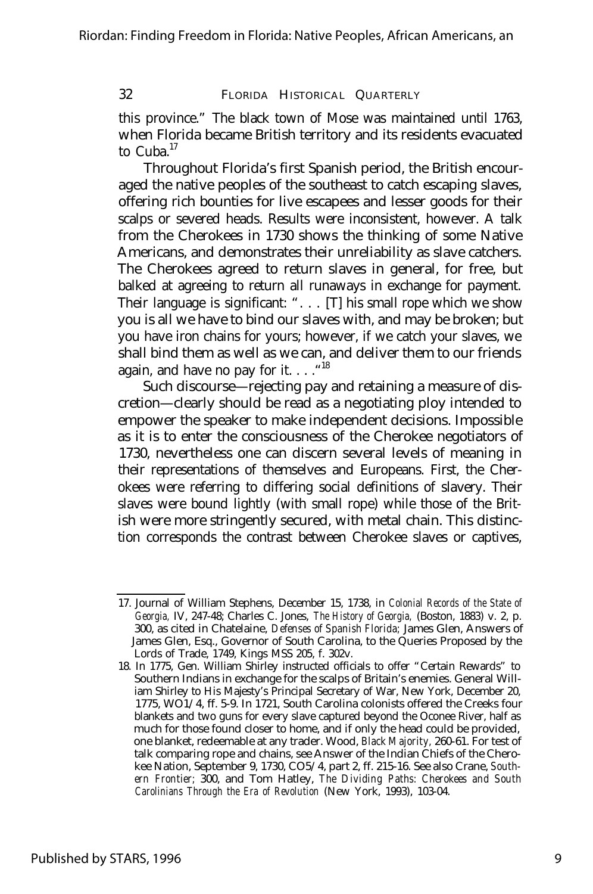this province." The black town of Mose was maintained until 1763, when Florida became British territory and its residents evacuated to Cuba.[17]

Throughout Florida's first Spanish period, the British encouraged the native peoples of the southeast to catch escaping slaves, offering rich bounties for live escapees and lesser goods for their scalps or severed heads. Results were inconsistent, however. A talk from the Cherokees in 1730 shows the thinking of some Native Americans, and demonstrates their unreliability as slave catchers. The Cherokees agreed to return slaves in general, for free, but balked at agreeing to return all runaways in exchange for payment. Their language is significant: ". . . [T] his small rope which we show you is all we have to bind our slaves with, and may be broken; but you have iron chains for yours; however, if we catch your slaves, we shall bind them as well as we can, and deliver them to our friends again, and have no pay for it. . . ."[18]

Such discourse—rejecting pay and retaining a measure of discretion—clearly should be read as a negotiating ploy intended to empower the speaker to make independent decisions. Impossible as it is to enter the consciousness of the Cherokee negotiators of 1730, nevertheless one can discern several levels of meaning in their representations of themselves and Europeans. First, the Cherokees were referring to differing social definitions of slavery. Their slaves were bound lightly (with small rope) while those of the British were more stringently secured, with metal chain. This distinction corresponds the contrast between Cherokee slaves or captives,

---

17. Journal of William Stephens, December 15, 1738, in *Colonial Records of the State of Georgia,* IV, 247-48; Charles C. Jones, *The History of Georgia,* (Boston, 1883) v. 2, p. 300, as cited in Chatelaine, *Defenses of Spanish Florida;* James Glen, Answers of James Glen, Esq., Governor of South Carolina, to the Queries Proposed by the Lords of Trade, 1749, Kings MSS 205, f. 302v.

18. In 1775, Gen. William Shirley instructed officials to offer "Certain Rewards" to Southern Indians in exchange for the scalps of Britain's enemies. General William Shirley to His Majesty's Principal Secretary of War, New York, December 20, 1775, WO1/4, ff. 5-9. In 1721, South Carolina colonists offered the Creeks four blankets and two guns for every slave captured beyond the Oconee River, half as much for those found closer to home, and if only the head could be provided, one blanket, redeemable at any trader. Wood, *Black Majority,* 260-61. For test of talk comparing rope and chains, see Answer of the Indian Chiefs of the Cherokee Nation, September 9, 1730, CO5/4, part 2, ff. 215-16. See also Crane, *Southern Frontier;* 300, and Tom Hatley, *The Dividing Paths: Cherokees and South Carolinians Through the Era of Revolution* (New York, 1993), 103-04.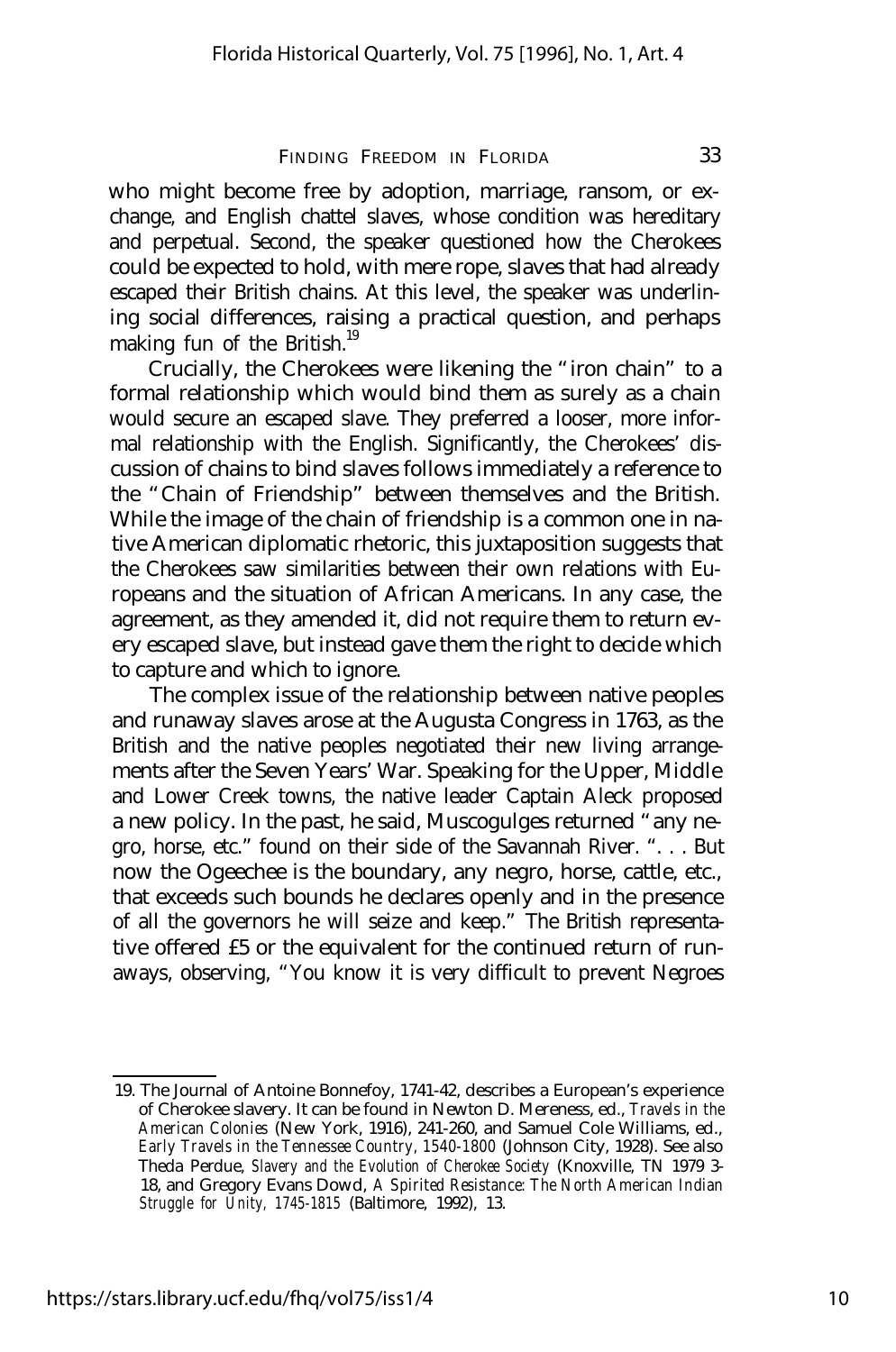who might become free by adoption, marriage, ransom, or exchange, and English chattel slaves, whose condition was hereditary and perpetual. Second, the speaker questioned how the Cherokees could be expected to hold, with mere rope, slaves that had already escaped their British chains. At this level, the speaker was underlining social differences, raising a practical question, and perhaps making fun of the British.[19]

Crucially, the Cherokees were likening the "iron chain" to a formal relationship which would bind them as surely as a chain would secure an escaped slave. They preferred a looser, more informal relationship with the English. Significantly, the Cherokees' discussion of chains to bind slaves follows immediately a reference to the "Chain of Friendship" between themselves and the British. While the image of the chain of friendship is a common one in native American diplomatic rhetoric, this juxtaposition suggests that the Cherokees saw similarities between their own relations with Europeans and the situation of African Americans. In any case, the agreement, as they amended it, did not require them to return every escaped slave, but instead gave them the right to decide which to capture and which to ignore.

The complex issue of the relationship between native peoples and runaway slaves arose at the Augusta Congress in 1763, as the British and the native peoples negotiated their new living arrangements after the Seven Years' War. Speaking for the Upper, Middle and Lower Creek towns, the native leader Captain Aleck proposed a new policy. In the past, he said, Muscogulges returned "any negro, horse, etc." found on their side of the Savannah River. ". . . But now the Ogeechee is the boundary, any negro, horse, cattle, etc., that exceeds such bounds he declares openly and in the presence of all the governors he will seize and keep." The British representative offered £5 or the equivalent for the continued return of runaways, observing, "You know it is very difficult to prevent Negroes

---

19. The Journal of Antoine Bonnefoy, 1741-42, describes a European's experience of Cherokee slavery. It can be found in Newton D. Mereness, ed., *Travels in the American Colonies* (New York, 1916), 241-260, and Samuel Cole Williams, ed., *Early Travels in the Tennessee Country, 1540-1800* (Johnson City, 1928). See also Theda Perdue, *Slavery and the Evolution of Cherokee Society* (Knoxville, TN 1979 3-18, and Gregory Evans Dowd, *A Spirited Resistance: The North American Indian Struggle for Unity, 1745-1815* (Baltimore, 1992), 13.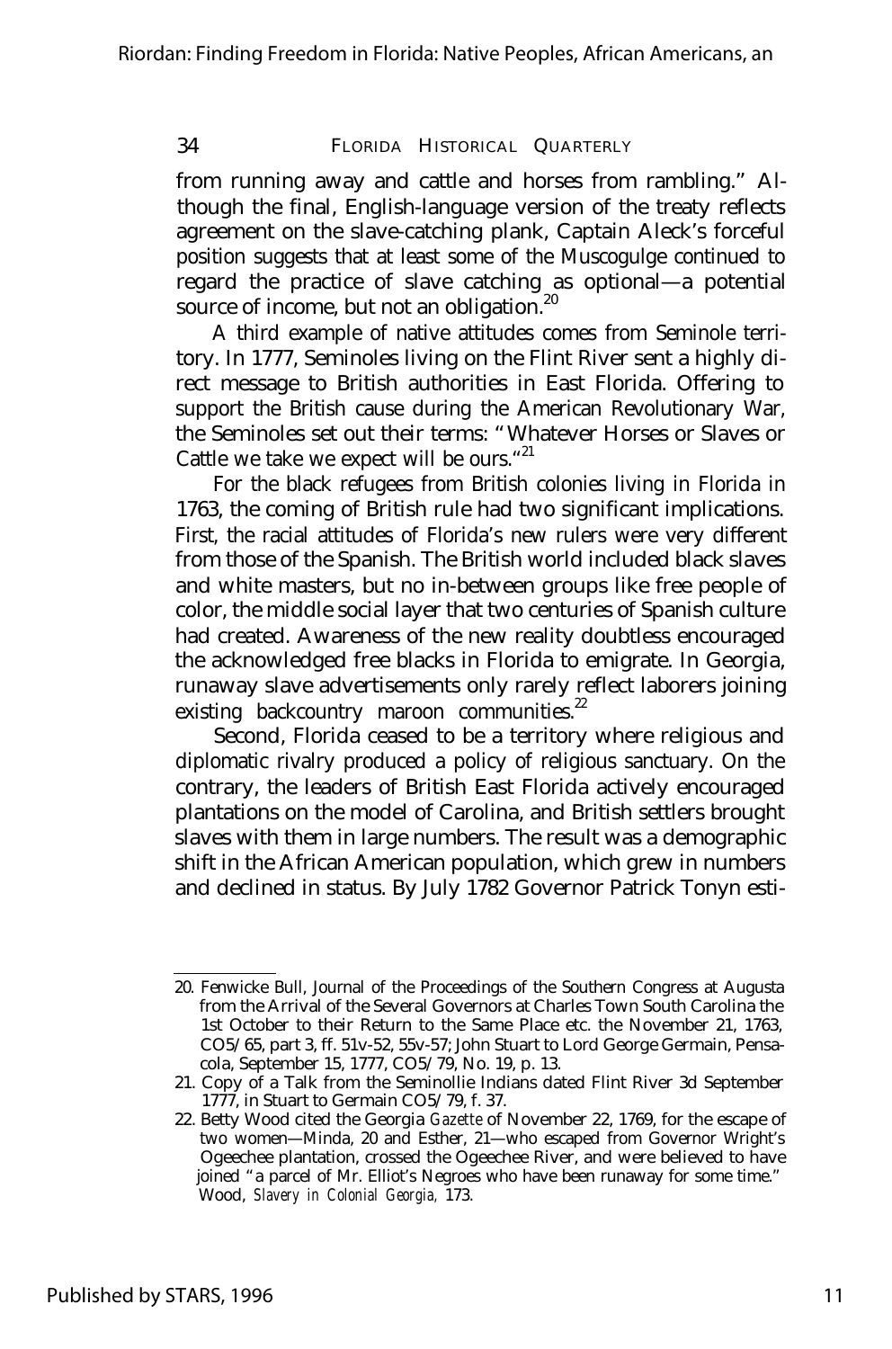from running away and cattle and horses from rambling." Although the final, English-language version of the treaty reflects agreement on the slave-catching plank, Captain Aleck's forceful position suggests that at least some of the Muscogulge continued to regard the practice of slave catching as optional—a potential source of income, but not an obligation.[20]

A third example of native attitudes comes from Seminole territory. In 1777, Seminoles living on the Flint River sent a highly direct message to British authorities in East Florida. Offering to support the British cause during the American Revolutionary War, the Seminoles set out their terms: "Whatever Horses or Slaves or Cattle we take we expect will be ours."[21]

For the black refugees from British colonies living in Florida in 1763, the coming of British rule had two significant implications. First, the racial attitudes of Florida's new rulers were very different from those of the Spanish. The British world included black slaves and white masters, but no in-between groups like free people of color, the middle social layer that two centuries of Spanish culture had created. Awareness of the new reality doubtless encouraged the acknowledged free blacks in Florida to emigrate. In Georgia, runaway slave advertisements only rarely reflect laborers joining existing backcountry maroon communities.[22]

Second, Florida ceased to be a territory where religious and diplomatic rivalry produced a policy of religious sanctuary. On the contrary, the leaders of British East Florida actively encouraged plantations on the model of Carolina, and British settlers brought slaves with them in large numbers. The result was a demographic shift in the African American population, which grew in numbers and declined in status. By July 1782 Governor Patrick Tonyn esti-

---

20. Fenwicke Bull, Journal of the Proceedings of the Southern Congress at Augusta from the Arrival of the Several Governors at Charles Town South Carolina the 1st October to their Return to the Same Place etc. the November 21, 1763, CO5/65, part 3, ff. 51v-52, 55v-57; John Stuart to Lord George Germain, Pensacola, September 15, 1777, CO5/79, No. 19, p. 13.

21. Copy of a Talk from the Seminollie Indians dated Flint River 3d September 1777, in Stuart to Germain CO5/79, f. 37.

22. Betty Wood cited the Georgia *Gazette* of November 22, 1769, for the escape of two women—Minda, 20 and Esther, 21—who escaped from Governor Wright's Ogeechee plantation, crossed the Ogeechee River, and were believed to have joined "a parcel of Mr. Elliot's Negroes who have been runaway for some time." Wood, *Slavery in Colonial Georgia,* 173.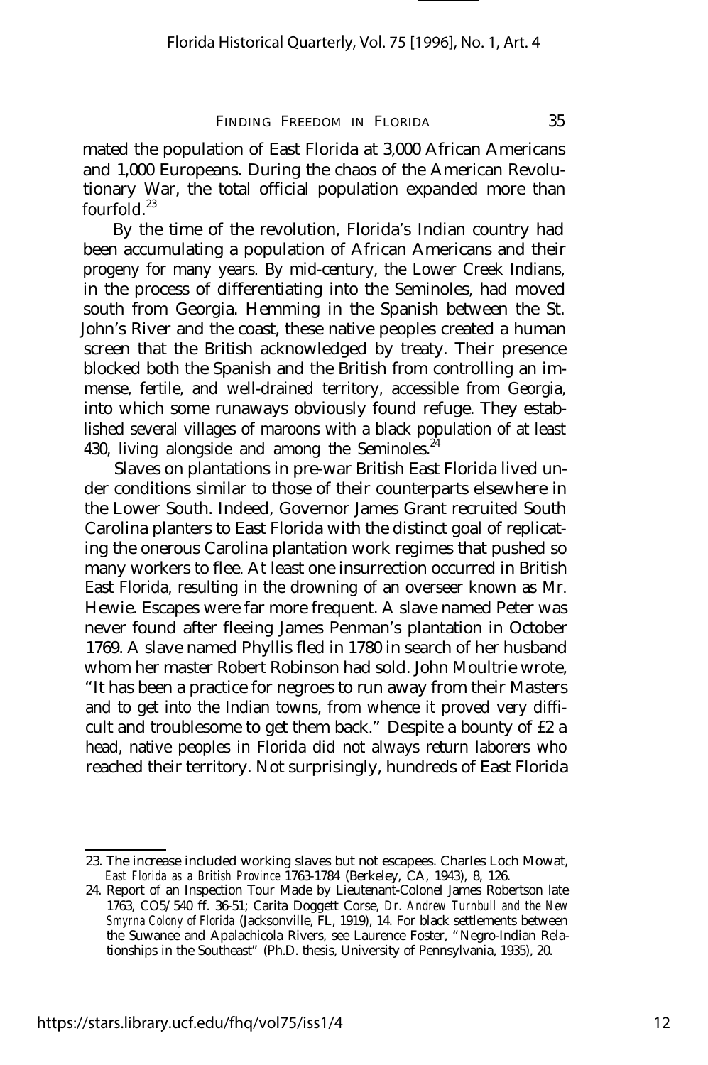mated the population of East Florida at 3,000 African Americans and 1,000 Europeans. During the chaos of the American Revolutionary War, the total official population expanded more than fourfold.[23]

By the time of the revolution, Florida's Indian country had been accumulating a population of African Americans and their progeny for many years. By mid-century, the Lower Creek Indians, in the process of differentiating into the Seminoles, had moved south from Georgia. Hemming in the Spanish between the St. John's River and the coast, these native peoples created a human screen that the British acknowledged by treaty. Their presence blocked both the Spanish and the British from controlling an immense, fertile, and well-drained territory, accessible from Georgia, into which some runaways obviously found refuge. They established several villages of maroons with a black population of at least 430, living alongside and among the Seminoles.[24]

Slaves on plantations in pre-war British East Florida lived under conditions similar to those of their counterparts elsewhere in the Lower South. Indeed, Governor James Grant recruited South Carolina planters to East Florida with the distinct goal of replicating the onerous Carolina plantation work regimes that pushed so many workers to flee. At least one insurrection occurred in British East Florida, resulting in the drowning of an overseer known as Mr. Hewie. Escapes were far more frequent. A slave named Peter was never found after fleeing James Penman's plantation in October 1769. A slave named Phyllis fled in 1780 in search of her husband whom her master Robert Robinson had sold. John Moultrie wrote, "It has been a practice for negroes to run away from their Masters and to get into the Indian towns, from whence it proved very difficult and troublesome to get them back." Despite a bounty of £2 a head, native peoples in Florida did not always return laborers who reached their territory. Not surprisingly, hundreds of East Florida

23. The increase included working slaves but not escapees. Charles Loch Mowat, *East Florida as a British Province* 1763-1784 (Berkeley, CA, 1943), 8, 126.

24. Report of an Inspection Tour Made by Lieutenant-Colonel James Robertson late 1763, CO5/540 ff. 36-51; Carita Doggett Corse, *Dr. Andrew Turnbull and the New Smyrna Colony of Florida* (Jacksonville, FL, 1919), 14. For black settlements between the Suwanee and Apalachicola Rivers, see Laurence Foster, "Negro-Indian Relationships in the Southeast" (Ph.D. thesis, University of Pennsylvania, 1935), 20.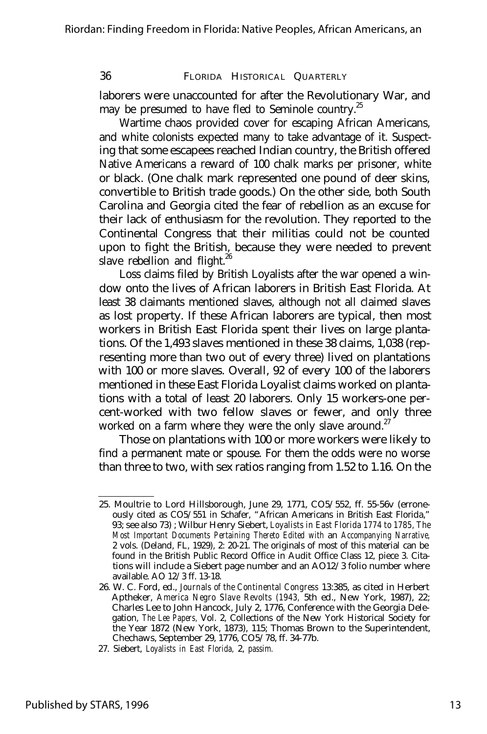laborers were unaccounted for after the Revolutionary War, and may be presumed to have fled to Seminole country.[25]

Wartime chaos provided cover for escaping African Americans, and white colonists expected many to take advantage of it. Suspecting that some escapees reached Indian country, the British offered Native Americans a reward of 100 chalk marks per prisoner, white or black. (One chalk mark represented one pound of deer skins, convertible to British trade goods.) On the other side, both South Carolina and Georgia cited the fear of rebellion as an excuse for their lack of enthusiasm for the revolution. They reported to the Continental Congress that their militias could not be counted upon to fight the British, because they were needed to prevent slave rebellion and flight.[26]

Loss claims filed by British Loyalists after the war opened a window onto the lives of African laborers in British East Florida. At least 38 claimants mentioned slaves, although not all claimed slaves as lost property. If these African laborers are typical, then most workers in British East Florida spent their lives on large plantations. Of the 1,493 slaves mentioned in these 38 claims, 1,038 (representing more than two out of every three) lived on plantations with 100 or more slaves. Overall, 92 of every 100 of the laborers mentioned in these East Florida Loyalist claims worked on plantations with a total of least 20 laborers. Only 15 workers-one percent-worked with two fellow slaves or fewer, and only three worked on a farm where they were the only slave around.[27]

Those on plantations with 100 or more workers were likely to find a permanent mate or spouse. For them the odds were no worse than three to two, with sex ratios ranging from 1.52 to 1.16. On the

---

25. Moultrie to Lord Hillsborough, June 29, 1771, CO5/552, ff. 55-56v (erroneously cited as CO5/551 in Schafer, "African Americans in British East Florida," 93; see also 73) ; Wilbur Henry Siebert, *Loyalists in East Florida 1774 to 1785, The Most Important Documents Pertaining Thereto Edited with an Accompanying Narrative,* 2 vols. (Deland, FL, 1929), 2: 20-21. The originals of most of this material can be found in the British Public Record Office in Audit Office Class 12, piece 3. Citations will include a Siebert page number and an AO12/3 folio number where available. AO 12/3 ff. 13-18.

26. W. C. Ford, ed., *Journals of the Continental Congress* 13:385, as cited in Herbert Aptheker, *America Negro Slave Revolts (1943,* 5th ed., New York, 1987), 22; Charles Lee to John Hancock, July 2, 1776, Conference with the Georgia Delegation, *The Lee Papers,* Vol. 2, Collections of the New York Historical Society for the Year 1872 (New York, 1873), 115; Thomas Brown to the Superintendent, Chechaws, September 29, 1776, CO5/78, ff. 34-77b.

27. Siebert, *Loyalists in East Florida,* 2, *passim.*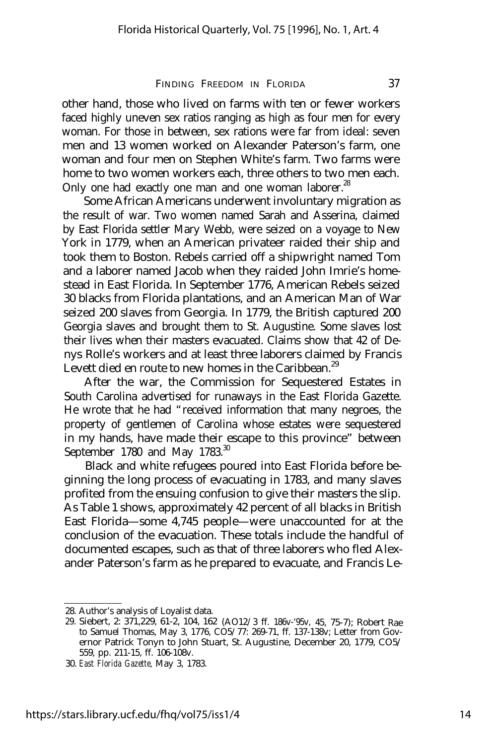other hand, those who lived on farms with ten or fewer workers faced highly uneven sex ratios ranging as high as four men for every woman. For those in between, sex rations were far from ideal: seven men and 13 women worked on Alexander Paterson's farm, one woman and four men on Stephen White's farm. Two farms were home to two women workers each, three others to two men each. Only one had exactly one man and one woman laborer.[28]

Some African Americans underwent involuntary migration as the result of war. Two women named Sarah and Asserina, claimed by East Florida settler Mary Webb, were seized on a voyage to New York in 1779, when an American privateer raided their ship and took them to Boston. Rebels carried off a shipwright named Tom and a laborer named Jacob when they raided John Imrie's homestead in East Florida. In September 1776, American Rebels seized 30 blacks from Florida plantations, and an American Man of War seized 200 slaves from Georgia. In 1779, the British captured 200 Georgia slaves and brought them to St. Augustine. Some slaves lost their lives when their masters evacuated. Claims show that 42 of Denys Rolle's workers and at least three laborers claimed by Francis Levett died en route to new homes in the Caribbean.[29]

After the war, the Commission for Sequestered Estates in South Carolina advertised for runaways in the East Florida Gazette. He wrote that he had "received information that many negroes, the property of gentlemen of Carolina whose estates were sequestered in my hands, have made their escape to this province" between September 1780 and May 1783.[30]

Black and white refugees poured into East Florida before beginning the long process of evacuating in 1783, and many slaves profited from the ensuing confusion to give their masters the slip. As Table 1 shows, approximately 42 percent of all blacks in British East Florida—some 4,745 people—were unaccounted for at the conclusion of the evacuation. These totals include the handful of documented escapes, such as that of three laborers who fled Alexander Paterson's farm as he prepared to evacuate, and Francis Le-

---

28. Author's analysis of Loyalist data.

29. Siebert, 2: 371,229, 61-2, 104, 162 (AO12/3 ff. 186v-'95v, 45, 75-7); Robert Rae to Samuel Thomas, May 3, 1776, CO5/77: 269-71, ff. 137-138v; Letter from Governor Patrick Tonyn to John Stuart, St. Augustine, December 20, 1779, CO5/559, pp. 211-15, ff. 106-108v.

30. *East Florida Gazette,* May 3, 1783.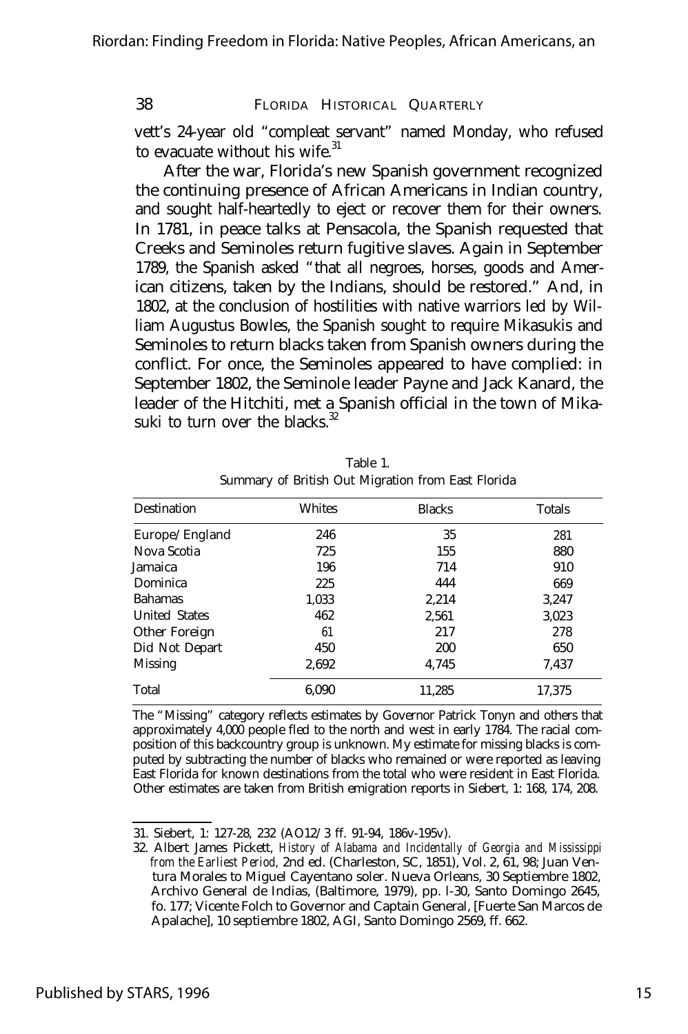vett's 24-year old "compleat servant" named Monday, who refused to evacuate without his wife.[31]

After the war, Florida's new Spanish government recognized the continuing presence of African Americans in Indian country, and sought half-heartedly to eject or recover them for their owners. In 1781, in peace talks at Pensacola, the Spanish requested that Creeks and Seminoles return fugitive slaves. Again in September 1789, the Spanish asked "that all negroes, horses, goods and American citizens, taken by the Indians, should be restored." And, in 1802, at the conclusion of hostilities with native warriors led by William Augustus Bowles, the Spanish sought to require Mikasukis and Seminoles to return blacks taken from Spanish owners during the conflict. For once, the Seminoles appeared to have complied: in September 1802, the Seminole leader Payne and Jack Kanard, the leader of the Hitchiti, met a Spanish official in the town of Mikasuki to turn over the blacks.[32]

Table 1.
Summary of British Out Migration from East Florida

| Destination | Whites | Blacks | Totals |
|---|---|---|---|
| Europe/England | 246 | 35 | 281 |
| Nova Scotia | 725 | 155 | 880 |
| Jamaica | 196 | 714 | 910 |
| Dominica | 225 | 444 | 669 |
| Bahamas | 1,033 | 2,214 | 3,247 |
| United States | 462 | 2,561 | 3,023 |
| Other Foreign | 61 | 217 | 278 |
| Did Not Depart | 450 | 200 | 650 |
| Missing | 2,692 | 4,745 | 7,437 |
| Total | 6,090 | 11,285 | 17,375 |

The "Missing" category reflects estimates by Governor Patrick Tonyn and others that approximately 4,000 people fled to the north and west in early 1784. The racial composition of this backcountry group is unknown. My estimate for missing blacks is computed by subtracting the number of blacks who remained or were reported as leaving East Florida for known destinations from the total who were resident in East Florida. Other estimates are taken from British emigration reports in Siebert, 1: 168, 174, 208.

31. Siebert, 1: 127-28, 232 (AO12/3 ff. 91-94, 186v-195v).

32. Albert James Pickett, *History of Alabama and Incidentally of Georgia and Mississippi from the Earliest Period*, 2nd ed. (Charleston, SC, 1851), Vol. 2, 61, 98; Juan Ventura Morales to Miguel Cayentano soler. Nueva Orleans, 30 Septiembre 1802, Archivo General de Indias, (Baltimore, 1979), pp. l-30, Santo Domingo 2645, fo. 177; Vicente Folch to Governor and Captain General, [Fuerte San Marcos de Apalache], 10 septiembre 1802, AGI, Santo Domingo 2569, ff. 662.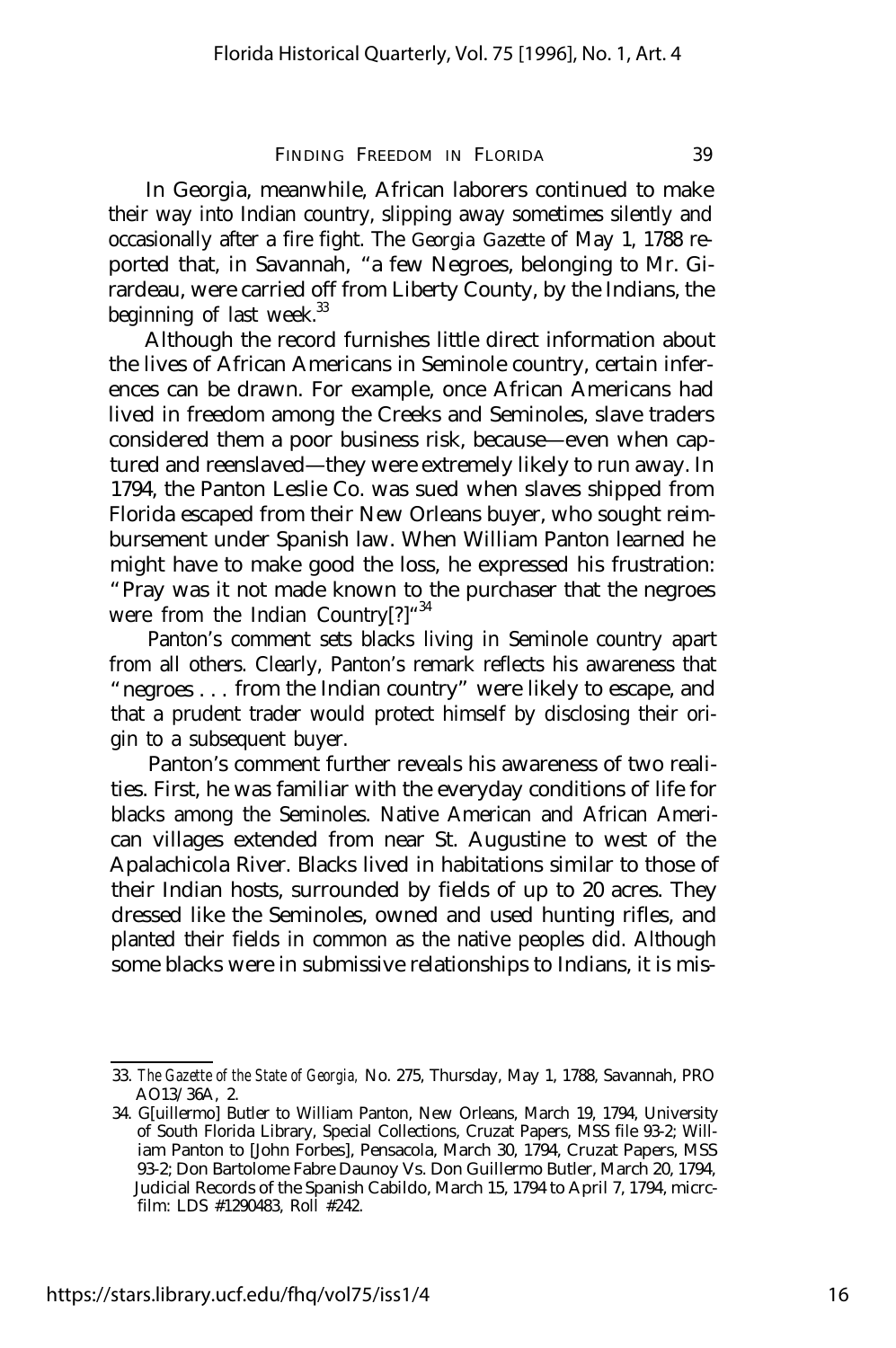In Georgia, meanwhile, African laborers continued to make their way into Indian country, slipping away sometimes silently and occasionally after a fire fight. The *Georgia Gazette* of May 1, 1788 reported that, in Savannah, "a few Negroes, belonging to Mr. Girardeau, were carried off from Liberty County, by the Indians, the beginning of last week.[33]

Although the record furnishes little direct information about the lives of African Americans in Seminole country, certain inferences can be drawn. For example, once African Americans had lived in freedom among the Creeks and Seminoles, slave traders considered them a poor business risk, because—even when captured and reenslaved—they were extremely likely to run away. In 1794, the Panton Leslie Co. was sued when slaves shipped from Florida escaped from their New Orleans buyer, who sought reimbursement under Spanish law. When William Panton learned he might have to make good the loss, he expressed his frustration: "Pray was it not made known to the purchaser that the negroes were from the Indian Country[?]"[34]

Panton's comment sets blacks living in Seminole country apart from all others. Clearly, Panton's remark reflects his awareness that "negroes . . . from the Indian country" were likely to escape, and that a prudent trader would protect himself by disclosing their origin to a subsequent buyer.

Panton's comment further reveals his awareness of two realities. First, he was familiar with the everyday conditions of life for blacks among the Seminoles. Native American and African American villages extended from near St. Augustine to west of the Apalachicola River. Blacks lived in habitations similar to those of their Indian hosts, surrounded by fields of up to 20 acres. They dressed like the Seminoles, owned and used hunting rifles, and planted their fields in common as the native peoples did. Although some blacks were in submissive relationships to Indians, it is mis-

---

33. *The Gazette of the State of Georgia,* No. 275, Thursday, May 1, 1788, Savannah, PRO AO13/36A, 2.

34. G[uillermo] Butler to William Panton, New Orleans, March 19, 1794, University of South Florida Library, Special Collections, Cruzat Papers, MSS file 93-2; William Panton to [John Forbes], Pensacola, March 30, 1794, Cruzat Papers, MSS 93-2; Don Bartolome Fabre Daunoy Vs. Don Guillermo Butler, March 20, 1794, Judicial Records of the Spanish Cabildo, March 15, 1794 to April 7, 1794, micrcfilm: LDS #1290483, Roll #242.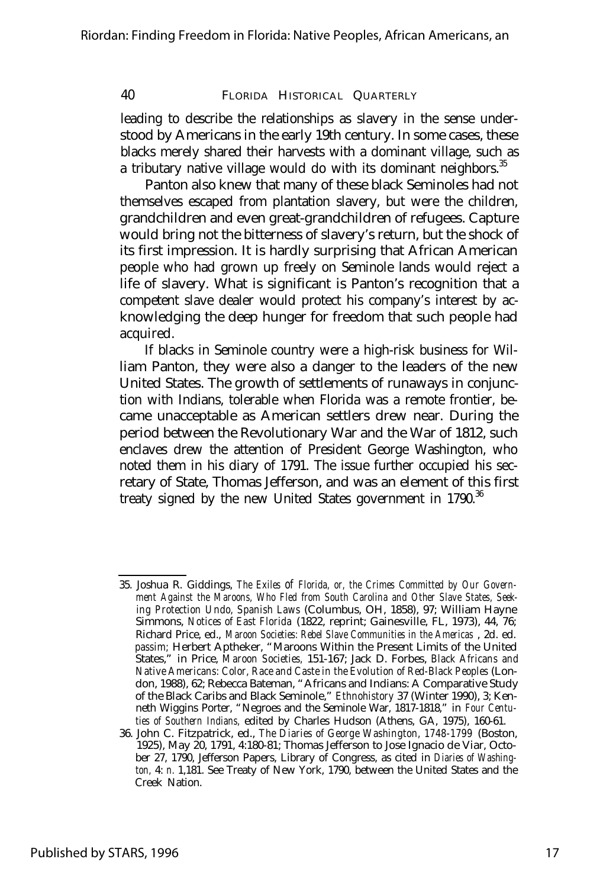leading to describe the relationships as slavery in the sense understood by Americans in the early 19th century. In some cases, these blacks merely shared their harvests with a dominant village, such as a tributary native village would do with its dominant neighbors.[35]

Panton also knew that many of these black Seminoles had not themselves escaped from plantation slavery, but were the children, grandchildren and even great-grandchildren of refugees. Capture would bring not the bitterness of slavery's return, but the shock of its first impression. It is hardly surprising that African American people who had grown up freely on Seminole lands would reject a life of slavery. What is significant is Panton's recognition that a competent slave dealer would protect his company's interest by acknowledging the deep hunger for freedom that such people had acquired.

If blacks in Seminole country were a high-risk business for William Panton, they were also a danger to the leaders of the new United States. The growth of settlements of runaways in conjunction with Indians, tolerable when Florida was a remote frontier, became unacceptable as American settlers drew near. During the period between the Revolutionary War and the War of 1812, such enclaves drew the attention of President George Washington, who noted them in his diary of 1791. The issue further occupied his secretary of State, Thomas Jefferson, and was an element of this first treaty signed by the new United States government in 1790.[36]

---

35. Joshua R. Giddings, *The Exiles of Florida, or, the Crimes Committed by Our Government Against the Maroons, Who Fled from South Carolina and Other Slave States, Seeking Protection Undo, Spanish Laws* (Columbus, OH, 1858), 97; William Hayne Simmons, *Notices of East Florida* (1822, reprint; Gainesville, FL, 1973), 44, 76; Richard Price, ed., *Maroon Societies: Rebel Slave Communities in the Americas* , 2d. ed. *passim;* Herbert Aptheker, "Maroons Within the Present Limits of the United States," in Price, *Maroon Societies,* 151-167; Jack D. Forbes, *Black Africans and Native Americans: Color, Race and Caste in the Evolution of Red-Black Peoples* (London, 1988), 62; Rebecca Bateman, "Africans and Indians: A Comparative Study of the Black Caribs and Black Seminole," *Ethnohistory* 37 (Winter 1990), 3; Kenneth Wiggins Porter, "Negroes and the Seminole War, 1817-1818," in *Four Centuties of Southern Indians,* edited by Charles Hudson (Athens, GA, 1975), 160-61.

36. John C. Fitzpatrick, ed., *The Diaries of George Washington, 1748-1799* (Boston, 1925), May 20, 1791, 4:180-81; Thomas Jefferson to Jose Ignacio de Viar, October 27, 1790, Jefferson Papers, Library of Congress, as cited in *Diaries of Washington,* 4: *n.* 1,181. See Treaty of New York, 1790, between the United States and the Creek Nation.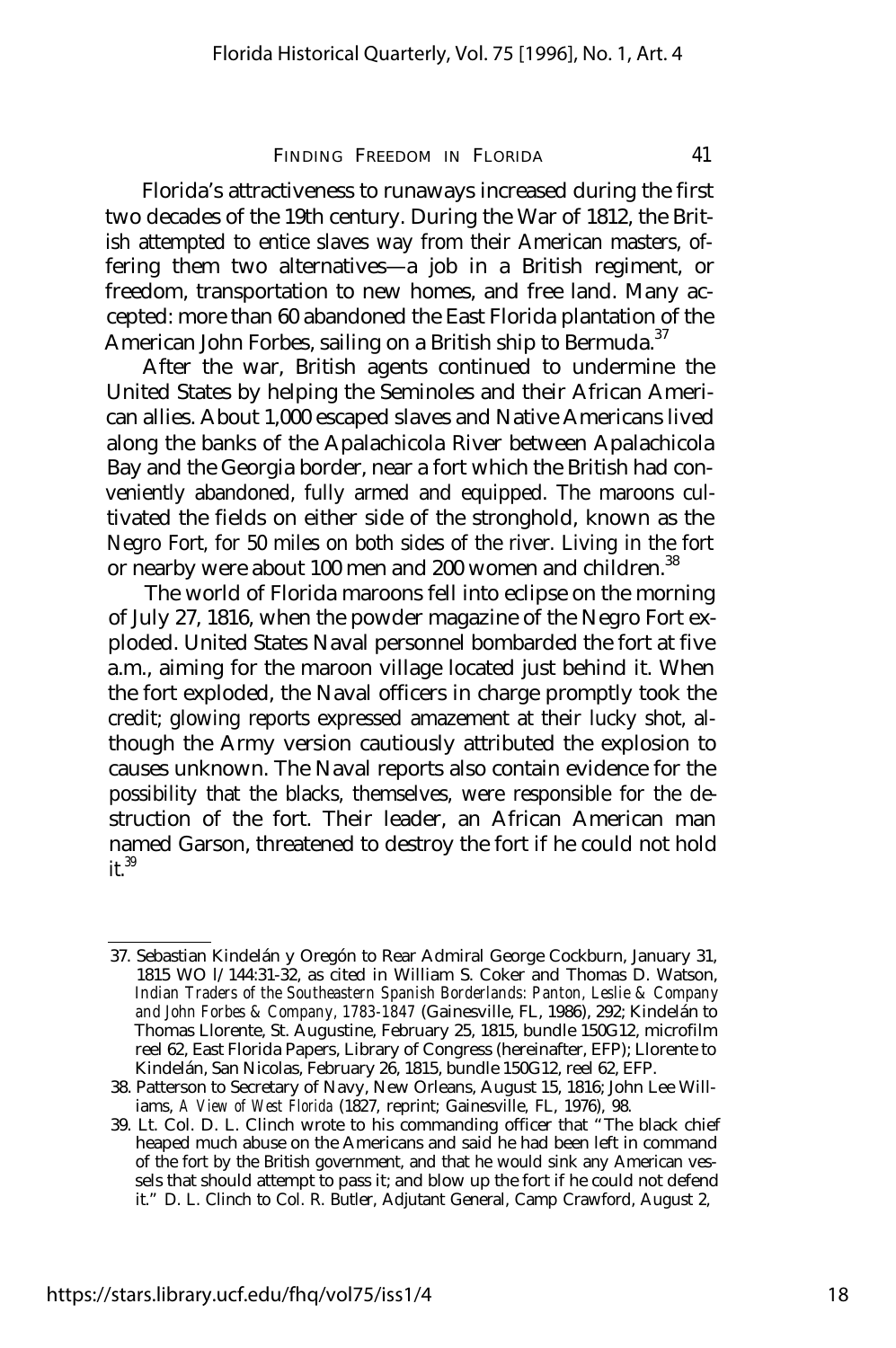Florida's attractiveness to runaways increased during the first two decades of the 19th century. During the War of 1812, the British attempted to entice slaves way from their American masters, offering them two alternatives—a job in a British regiment, or freedom, transportation to new homes, and free land. Many accepted: more than 60 abandoned the East Florida plantation of the American John Forbes, sailing on a British ship to Bermuda.[37]

After the war, British agents continued to undermine the United States by helping the Seminoles and their African American allies. About 1,000 escaped slaves and Native Americans lived along the banks of the Apalachicola River between Apalachicola Bay and the Georgia border, near a fort which the British had conveniently abandoned, fully armed and equipped. The maroons cultivated the fields on either side of the stronghold, known as the Negro Fort, for 50 miles on both sides of the river. Living in the fort or nearby were about 100 men and 200 women and children.[38]

The world of Florida maroons fell into eclipse on the morning of July 27, 1816, when the powder magazine of the Negro Fort exploded. United States Naval personnel bombarded the fort at five a.m., aiming for the maroon village located just behind it. When the fort exploded, the Naval officers in charge promptly took the credit; glowing reports expressed amazement at their lucky shot, although the Army version cautiously attributed the explosion to causes unknown. The Naval reports also contain evidence for the possibility that the blacks, themselves, were responsible for the destruction of the fort. Their leader, an African American man named Garson, threatened to destroy the fort if he could not hold it.[39]

---

37. Sebastian Kindelán y Oregón to Rear Admiral George Cockburn, January 31, 1815 WO l/144:31-32, as cited in William S. Coker and Thomas D. Watson, *Indian Traders of the Southeastern Spanish Borderlands: Panton, Leslie & Company and John Forbes & Company, 1783-1847* (Gainesville, FL, 1986), 292; Kindelán to Thomas Llorente, St. Augustine, February 25, 1815, bundle 150G12, microfilm reel 62, East Florida Papers, Library of Congress (hereinafter, EFP); Llorente to Kindelán, San Nicolas, February 26, 1815, bundle 150G12, reel 62, EFP.
38. Patterson to Secretary of Navy, New Orleans, August 15, 1816; John Lee Williams, *A View of West Florida* (1827, reprint; Gainesville, FL, 1976), 98.
39. Lt. Col. D. L. Clinch wrote to his commanding officer that "The black chief heaped much abuse on the Americans and said he had been left in command of the fort by the British government, and that he would sink any American vessels that should attempt to pass it; and blow up the fort if he could not defend it." D. L. Clinch to Col. R. Butler, Adjutant General, Camp Crawford, August 2,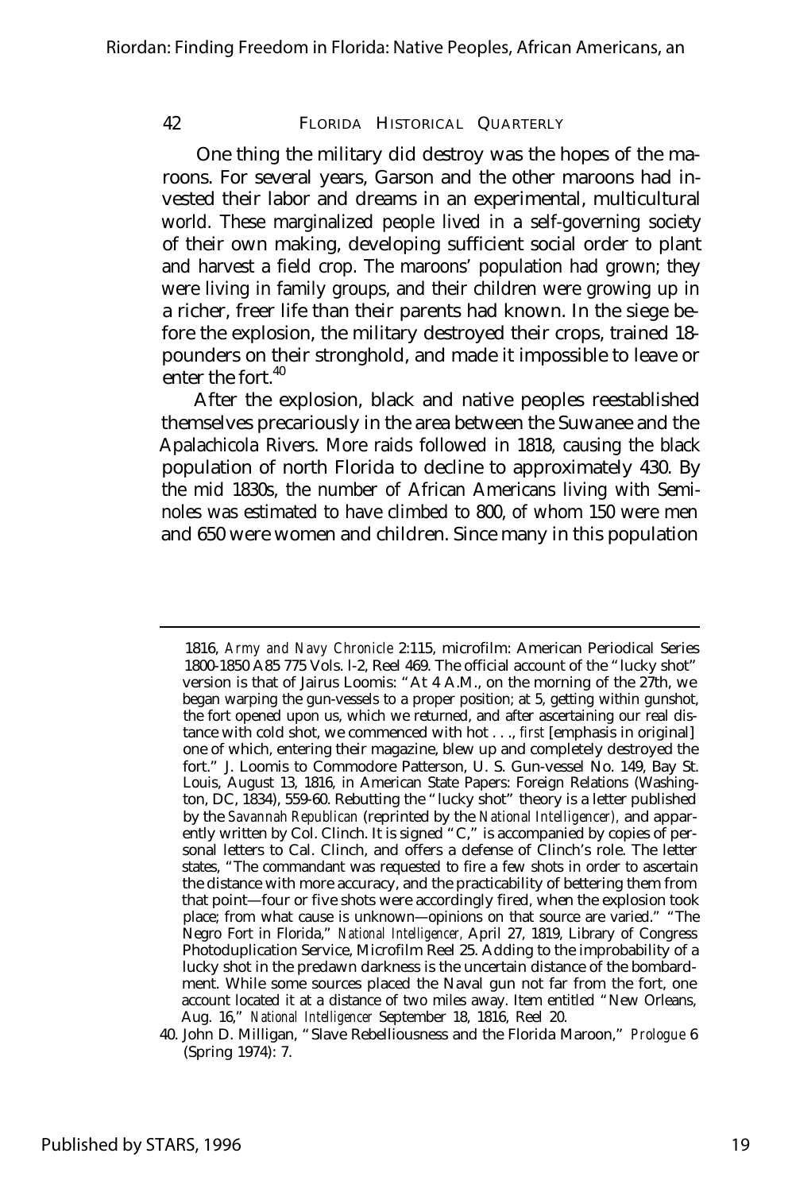One thing the military did destroy was the hopes of the maroons. For several years, Garson and the other maroons had invested their labor and dreams in an experimental, multicultural world. These marginalized people lived in a self-governing society of their own making, developing sufficient social order to plant and harvest a field crop. The maroons' population had grown; they were living in family groups, and their children were growing up in a richer, freer life than their parents had known. In the siege before the explosion, the military destroyed their crops, trained 18-pounders on their stronghold, and made it impossible to leave or enter the fort.[40]

After the explosion, black and native peoples reestablished themselves precariously in the area between the Suwanee and the Apalachicola Rivers. More raids followed in 1818, causing the black population of north Florida to decline to approximately 430. By the mid 1830s, the number of African Americans living with Seminoles was estimated to have climbed to 800, of whom 150 were men and 650 were women and children. Since many in this population

---

1816, *Army and Navy Chronicle* 2:115, microfilm: American Periodical Series 1800-1850 A85 775 Vols. l-2, Reel 469. The official account of the "lucky shot" version is that of Jairus Loomis: "At 4 A.M., on the morning of the 27th, we began warping the gun-vessels to a proper position; at 5, getting within gunshot, the fort opened upon us, which we returned, and after ascertaining our real distance with cold shot, we commenced with hot . . ., *first* [emphasis in original] one of which, entering their magazine, blew up and completely destroyed the fort." J. Loomis to Commodore Patterson, U. S. Gun-vessel No. 149, Bay St. Louis, August 13, 1816, in American State Papers: Foreign Relations (Washington, DC, 1834), 559-60. Rebutting the "lucky shot" theory is a letter published by the *Savannah Republican* (reprinted by the *National Intelligencer*), and apparently written by Col. Clinch. It is signed "C," is accompanied by copies of personal letters to Cal. Clinch, and offers a defense of Clinch's role. The letter states, "The commandant was requested to fire a few shots in order to ascertain the distance with more accuracy, and the practicability of bettering them from that point—four or five shots were accordingly fired, when the explosion took place; from what cause is unknown—opinions on that source are varied." "The Negro Fort in Florida," *National Intelligencer*, April 27, 1819, Library of Congress Photoduplication Service, Microfilm Reel 25. Adding to the improbability of a lucky shot in the predawn darkness is the uncertain distance of the bombardment. While some sources placed the Naval gun not far from the fort, one account located it at a distance of two miles away. Item entitled "New Orleans, Aug. 16," *National Intelligencer* September 18, 1816, Reel 20.

40. John D. Milligan, "Slave Rebelliousness and the Florida Maroon," *Prologue* 6 (Spring 1974): 7.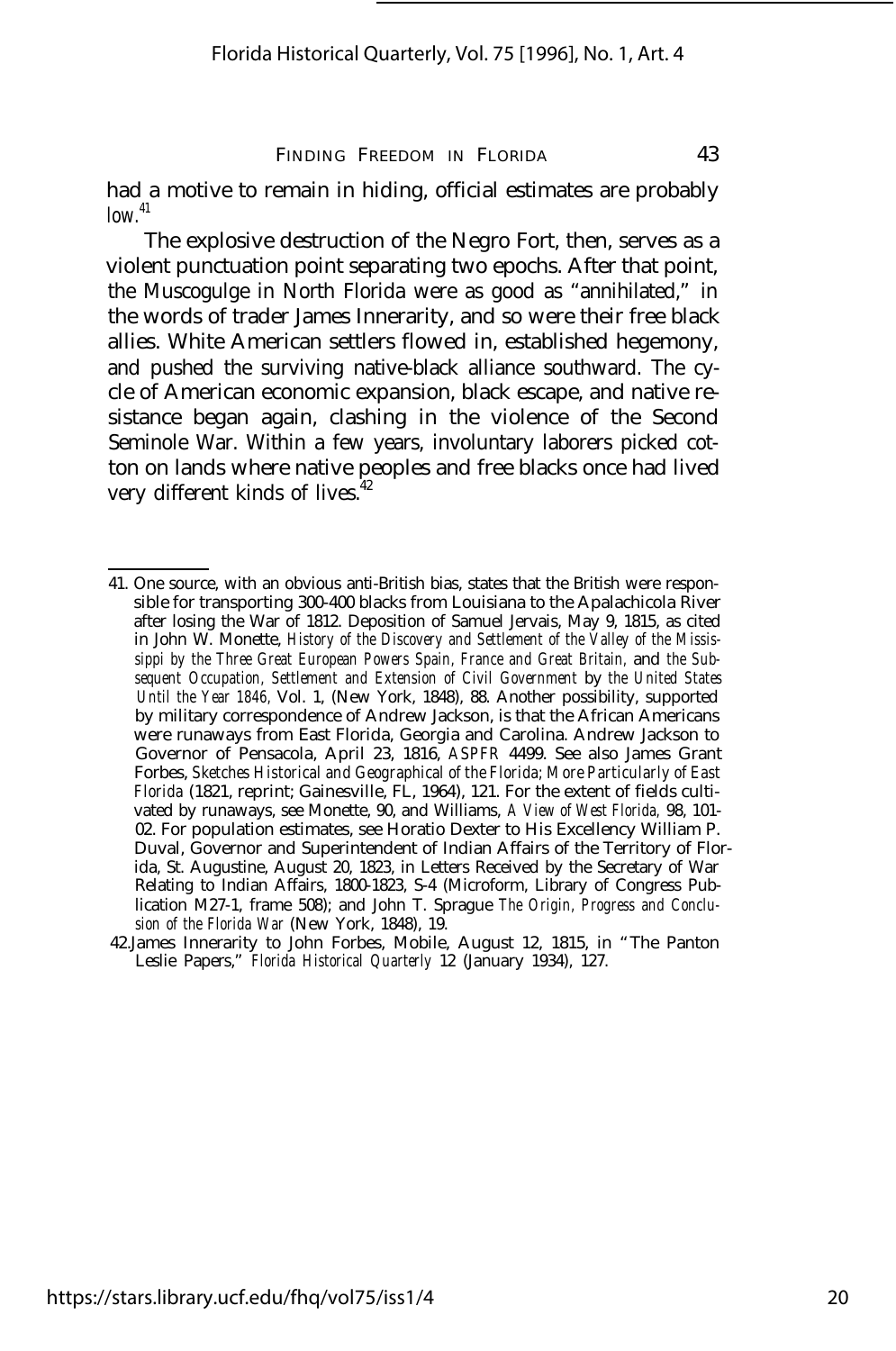had a motive to remain in hiding, official estimates are probably low.[41]

The explosive destruction of the Negro Fort, then, serves as a violent punctuation point separating two epochs. After that point, the Muscogulge in North Florida were as good as "annihilated," in the words of trader James Innerarity, and so were their free black allies. White American settlers flowed in, established hegemony, and pushed the surviving native-black alliance southward. The cycle of American economic expansion, black escape, and native resistance began again, clashing in the violence of the Second Seminole War. Within a few years, involuntary laborers picked cotton on lands where native peoples and free blacks once had lived very different kinds of lives.[42]

---

41. One source, with an obvious anti-British bias, states that the British were responsible for transporting 300-400 blacks from Louisiana to the Apalachicola River after losing the War of 1812. Deposition of Samuel Jervais, May 9, 1815, as cited in John W. Monette, *History of the Discovery and Settlement of the Valley of the Mississippi by the Three Great European Powers Spain, France and Great Britain,* and *the Subsequent Occupation, Settlement and Extension of Civil Government* by *the United States Until the Year 1846,* Vol. 1, (New York, 1848), 88. Another possibility, supported by military correspondence of Andrew Jackson, is that the African Americans were runaways from East Florida, Georgia and Carolina. Andrew Jackson to Governor of Pensacola, April 23, 1816, *ASPFR* 4499. See also James Grant Forbes, *Sketches Historical and Geographical of the Florida; More Particularly of East Florida* (1821, reprint; Gainesville, FL, 1964), 121. For the extent of fields cultivated by runaways, see Monette, 90, and Williams, *A View of West Florida,* 98, 101-02. For population estimates, see Horatio Dexter to His Excellency William P. Duval, Governor and Superintendent of Indian Affairs of the Territory of Florida, St. Augustine, August 20, 1823, in Letters Received by the Secretary of War Relating to Indian Affairs, 1800-1823, S-4 (Microform, Library of Congress Publication M27-1, frame 508); and John T. Sprague *The Origin, Progress and Conclusion of the Florida War* (New York, 1848), 19.

42. James Innerarity to John Forbes, Mobile, August 12, 1815, in "The Panton Leslie Papers," *Florida Historical Quarterly* 12 (January 1934), 127.